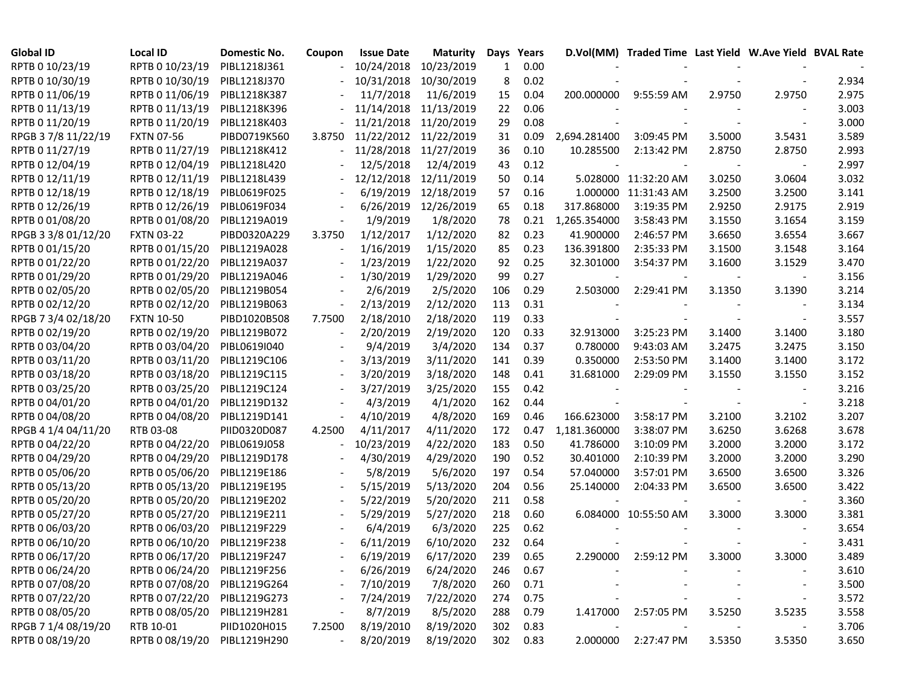| Global ID | Local ID | Domestic No. | Coupon | Issue Date | Maturity | Days | Years | D.Vol(MM) | Traded Time | Last Yield | W.Ave Yield | BVAL Rate |
|---|---|---|---|---|---|---|---|---|---|---|---|---|
| RPTB 0 10/23/19 | RPTB 0 10/23/19 | PIBL1218J361 | - | 10/24/2018 | 10/23/2019 | 1 | 0.00 | - | - | - | - | - |
| RPTB 0 10/30/19 | RPTB 0 10/30/19 | PIBL1218J370 | - | 10/31/2018 | 10/30/2019 | 8 | 0.02 | - | - | - | - | 2.934 |
| RPTB 0 11/06/19 | RPTB 0 11/06/19 | PIBL1218K387 | - | 11/7/2018 | 11/6/2019 | 15 | 0.04 | 200.000000 | 9:55:59 AM | 2.9750 | 2.9750 | 2.975 |
| RPTB 0 11/13/19 | RPTB 0 11/13/19 | PIBL1218K396 | - | 11/14/2018 | 11/13/2019 | 22 | 0.06 | - | - | - | - | 3.003 |
| RPTB 0 11/20/19 | RPTB 0 11/20/19 | PIBL1218K403 | - | 11/21/2018 | 11/20/2019 | 29 | 0.08 | - | - | - | - | 3.000 |
| RPGB 3 7/8 11/22/19 | FXTN 07-56 | PIBD0719K560 | 3.8750 | 11/22/2012 | 11/22/2019 | 31 | 0.09 | 2,694.281400 | 3:09:45 PM | 3.5000 | 3.5431 | 3.589 |
| RPTB 0 11/27/19 | RPTB 0 11/27/19 | PIBL1218K412 | - | 11/28/2018 | 11/27/2019 | 36 | 0.10 | 10.285500 | 2:13:42 PM | 2.8750 | 2.8750 | 2.993 |
| RPTB 0 12/04/19 | RPTB 0 12/04/19 | PIBL1218L420 | - | 12/5/2018 | 12/4/2019 | 43 | 0.12 | - | - | - | - | 2.997 |
| RPTB 0 12/11/19 | RPTB 0 12/11/19 | PIBL1218L439 | - | 12/12/2018 | 12/11/2019 | 50 | 0.14 | 5.028000 | 11:32:20 AM | 3.0250 | 3.0604 | 3.032 |
| RPTB 0 12/18/19 | RPTB 0 12/18/19 | PIBL0619F025 | - | 6/19/2019 | 12/18/2019 | 57 | 0.16 | 1.000000 | 11:31:43 AM | 3.2500 | 3.2500 | 3.141 |
| RPTB 0 12/26/19 | RPTB 0 12/26/19 | PIBL0619F034 | - | 6/26/2019 | 12/26/2019 | 65 | 0.18 | 317.868000 | 3:19:35 PM | 2.9250 | 2.9175 | 2.919 |
| RPTB 0 01/08/20 | RPTB 0 01/08/20 | PIBL1219A019 | - | 1/9/2019 | 1/8/2020 | 78 | 0.21 | 1,265.354000 | 3:58:43 PM | 3.1550 | 3.1654 | 3.159 |
| RPGB 3 3/8 01/12/20 | FXTN 03-22 | PIBD0320A229 | 3.3750 | 1/12/2017 | 1/12/2020 | 82 | 0.23 | 41.900000 | 2:46:57 PM | 3.6650 | 3.6554 | 3.667 |
| RPTB 0 01/15/20 | RPTB 0 01/15/20 | PIBL1219A028 | - | 1/16/2019 | 1/15/2020 | 85 | 0.23 | 136.391800 | 2:35:33 PM | 3.1500 | 3.1548 | 3.164 |
| RPTB 0 01/22/20 | RPTB 0 01/22/20 | PIBL1219A037 | - | 1/23/2019 | 1/22/2020 | 92 | 0.25 | 32.301000 | 3:54:37 PM | 3.1600 | 3.1529 | 3.470 |
| RPTB 0 01/29/20 | RPTB 0 01/29/20 | PIBL1219A046 | - | 1/30/2019 | 1/29/2020 | 99 | 0.27 | - | - | - | - | 3.156 |
| RPTB 0 02/05/20 | RPTB 0 02/05/20 | PIBL1219B054 | - | 2/6/2019 | 2/5/2020 | 106 | 0.29 | 2.503000 | 2:29:41 PM | 3.1350 | 3.1390 | 3.214 |
| RPTB 0 02/12/20 | RPTB 0 02/12/20 | PIBL1219B063 | - | 2/13/2019 | 2/12/2020 | 113 | 0.31 | - | - | - | - | 3.134 |
| RPGB 7 3/4 02/18/20 | FXTN 10-50 | PIBD1020B508 | 7.7500 | 2/18/2010 | 2/18/2020 | 119 | 0.33 | - | - | - | - | 3.557 |
| RPTB 0 02/19/20 | RPTB 0 02/19/20 | PIBL1219B072 | - | 2/20/2019 | 2/19/2020 | 120 | 0.33 | 32.913000 | 3:25:23 PM | 3.1400 | 3.1400 | 3.180 |
| RPTB 0 03/04/20 | RPTB 0 03/04/20 | PIBL0619I040 | - | 9/4/2019 | 3/4/2020 | 134 | 0.37 | 0.780000 | 9:43:03 AM | 3.2475 | 3.2475 | 3.150 |
| RPTB 0 03/11/20 | RPTB 0 03/11/20 | PIBL1219C106 | - | 3/13/2019 | 3/11/2020 | 141 | 0.39 | 0.350000 | 2:53:50 PM | 3.1400 | 3.1400 | 3.172 |
| RPTB 0 03/18/20 | RPTB 0 03/18/20 | PIBL1219C115 | - | 3/20/2019 | 3/18/2020 | 148 | 0.41 | 31.681000 | 2:29:09 PM | 3.1550 | 3.1550 | 3.152 |
| RPTB 0 03/25/20 | RPTB 0 03/25/20 | PIBL1219C124 | - | 3/27/2019 | 3/25/2020 | 155 | 0.42 | - | - | - | - | 3.216 |
| RPTB 0 04/01/20 | RPTB 0 04/01/20 | PIBL1219D132 | - | 4/3/2019 | 4/1/2020 | 162 | 0.44 | - | - | - | - | 3.218 |
| RPTB 0 04/08/20 | RPTB 0 04/08/20 | PIBL1219D141 | - | 4/10/2019 | 4/8/2020 | 169 | 0.46 | 166.623000 | 3:58:17 PM | 3.2100 | 3.2102 | 3.207 |
| RPGB 4 1/4 04/11/20 | RTB 03-08 | PIID0320D087 | 4.2500 | 4/11/2017 | 4/11/2020 | 172 | 0.47 | 1,181.360000 | 3:38:07 PM | 3.6250 | 3.6268 | 3.678 |
| RPTB 0 04/22/20 | RPTB 0 04/22/20 | PIBL0619J058 | - | 10/23/2019 | 4/22/2020 | 183 | 0.50 | 41.786000 | 3:10:09 PM | 3.2000 | 3.2000 | 3.172 |
| RPTB 0 04/29/20 | RPTB 0 04/29/20 | PIBL1219D178 | - | 4/30/2019 | 4/29/2020 | 190 | 0.52 | 30.401000 | 2:10:39 PM | 3.2000 | 3.2000 | 3.290 |
| RPTB 0 05/06/20 | RPTB 0 05/06/20 | PIBL1219E186 | - | 5/8/2019 | 5/6/2020 | 197 | 0.54 | 57.040000 | 3:57:01 PM | 3.6500 | 3.6500 | 3.326 |
| RPTB 0 05/13/20 | RPTB 0 05/13/20 | PIBL1219E195 | - | 5/15/2019 | 5/13/2020 | 204 | 0.56 | 25.140000 | 2:04:33 PM | 3.6500 | 3.6500 | 3.422 |
| RPTB 0 05/20/20 | RPTB 0 05/20/20 | PIBL1219E202 | - | 5/22/2019 | 5/20/2020 | 211 | 0.58 | - | - | - | - | 3.360 |
| RPTB 0 05/27/20 | RPTB 0 05/27/20 | PIBL1219E211 | - | 5/29/2019 | 5/27/2020 | 218 | 0.60 | 6.084000 | 10:55:50 AM | 3.3000 | 3.3000 | 3.381 |
| RPTB 0 06/03/20 | RPTB 0 06/03/20 | PIBL1219F229 | - | 6/4/2019 | 6/3/2020 | 225 | 0.62 | - | - | - | - | 3.654 |
| RPTB 0 06/10/20 | RPTB 0 06/10/20 | PIBL1219F238 | - | 6/11/2019 | 6/10/2020 | 232 | 0.64 | - | - | - | - | 3.431 |
| RPTB 0 06/17/20 | RPTB 0 06/17/20 | PIBL1219F247 | - | 6/19/2019 | 6/17/2020 | 239 | 0.65 | 2.290000 | 2:59:12 PM | 3.3000 | 3.3000 | 3.489 |
| RPTB 0 06/24/20 | RPTB 0 06/24/20 | PIBL1219F256 | - | 6/26/2019 | 6/24/2020 | 246 | 0.67 | - | - | - | - | 3.610 |
| RPTB 0 07/08/20 | RPTB 0 07/08/20 | PIBL1219G264 | - | 7/10/2019 | 7/8/2020 | 260 | 0.71 | - | - | - | - | 3.500 |
| RPTB 0 07/22/20 | RPTB 0 07/22/20 | PIBL1219G273 | - | 7/24/2019 | 7/22/2020 | 274 | 0.75 | - | - | - | - | 3.572 |
| RPTB 0 08/05/20 | RPTB 0 08/05/20 | PIBL1219H281 | - | 8/7/2019 | 8/5/2020 | 288 | 0.79 | 1.417000 | 2:57:05 PM | 3.5250 | 3.5235 | 3.558 |
| RPGB 7 1/4 08/19/20 | RTB 10-01 | PIID1020H015 | 7.2500 | 8/19/2010 | 8/19/2020 | 302 | 0.83 | - | - | - | - | 3.706 |
| RPTB 0 08/19/20 | RPTB 0 08/19/20 | PIBL1219H290 | - | 8/20/2019 | 8/19/2020 | 302 | 0.83 | 2.000000 | 2:27:47 PM | 3.5350 | 3.5350 | 3.650 |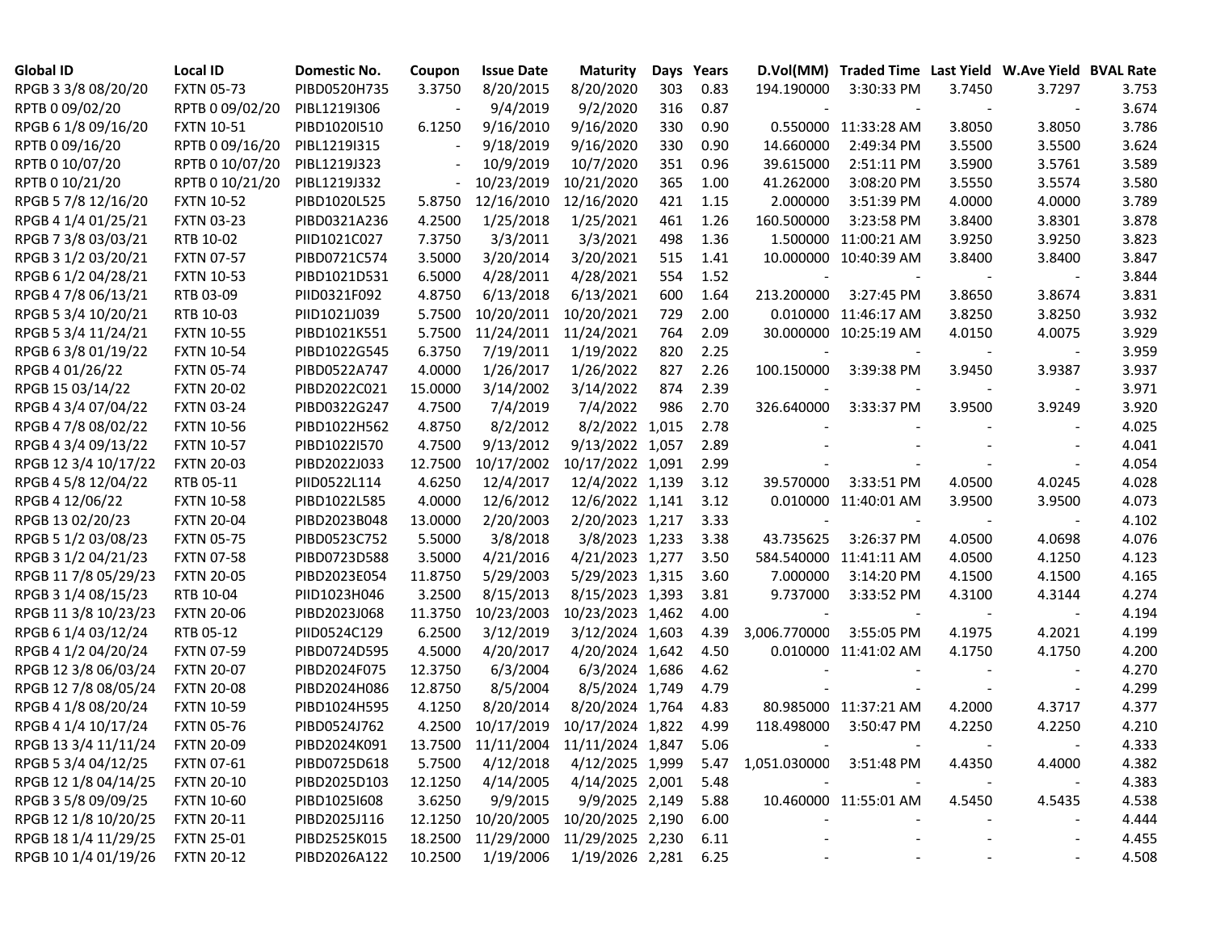| Global ID | Local ID | Domestic No. | Coupon | Issue Date | Maturity | Days | Years | D.Vol(MM) | Traded Time | Last Yield | W.Ave Yield | BVAL Rate |
|---|---|---|---|---|---|---|---|---|---|---|---|---|
| RPGB 3 3/8 08/20/20 | FXTN 05-73 | PIBD0520H735 | 3.3750 | 8/20/2015 | 8/20/2020 | 303 | 0.83 | 194.190000 | 3:30:33 PM | 3.7450 | 3.7297 | 3.753 |
| RPTB 0 09/02/20 | RPTB 0 09/02/20 | PIBL1219I306 | - | 9/4/2019 | 9/2/2020 | 316 | 0.87 | - | - | - | - | 3.674 |
| RPGB 6 1/8 09/16/20 | FXTN 10-51 | PIBD1020I510 | 6.1250 | 9/16/2010 | 9/16/2020 | 330 | 0.90 | 0.550000 | 11:33:28 AM | 3.8050 | 3.8050 | 3.786 |
| RPTB 0 09/16/20 | RPTB 0 09/16/20 | PIBL1219I315 | - | 9/18/2019 | 9/16/2020 | 330 | 0.90 | 14.660000 | 2:49:34 PM | 3.5500 | 3.5500 | 3.624 |
| RPTB 0 10/07/20 | RPTB 0 10/07/20 | PIBL1219J323 | - | 10/9/2019 | 10/7/2020 | 351 | 0.96 | 39.615000 | 2:51:11 PM | 3.5900 | 3.5761 | 3.589 |
| RPTB 0 10/21/20 | RPTB 0 10/21/20 | PIBL1219J332 | - | 10/23/2019 | 10/21/2020 | 365 | 1.00 | 41.262000 | 3:08:20 PM | 3.5550 | 3.5574 | 3.580 |
| RPGB 5 7/8 12/16/20 | FXTN 10-52 | PIBD1020L525 | 5.8750 | 12/16/2010 | 12/16/2020 | 421 | 1.15 | 2.000000 | 3:51:39 PM | 4.0000 | 4.0000 | 3.789 |
| RPGB 4 1/4 01/25/21 | FXTN 03-23 | PIBD0321A236 | 4.2500 | 1/25/2018 | 1/25/2021 | 461 | 1.26 | 160.500000 | 3:23:58 PM | 3.8400 | 3.8301 | 3.878 |
| RPGB 7 3/8 03/03/21 | RTB 10-02 | PIID1021C027 | 7.3750 | 3/3/2011 | 3/3/2021 | 498 | 1.36 | 1.500000 | 11:00:21 AM | 3.9250 | 3.9250 | 3.823 |
| RPGB 3 1/2 03/20/21 | FXTN 07-57 | PIBD0721C574 | 3.5000 | 3/20/2014 | 3/20/2021 | 515 | 1.41 | 10.000000 | 10:40:39 AM | 3.8400 | 3.8400 | 3.847 |
| RPGB 6 1/2 04/28/21 | FXTN 10-53 | PIBD1021D531 | 6.5000 | 4/28/2011 | 4/28/2021 | 554 | 1.52 | - | - | - | - | 3.844 |
| RPGB 4 7/8 06/13/21 | RTB 03-09 | PIID0321F092 | 4.8750 | 6/13/2018 | 6/13/2021 | 600 | 1.64 | 213.200000 | 3:27:45 PM | 3.8650 | 3.8674 | 3.831 |
| RPGB 5 3/4 10/20/21 | RTB 10-03 | PIID1021J039 | 5.7500 | 10/20/2011 | 10/20/2021 | 729 | 2.00 | 0.010000 | 11:46:17 AM | 3.8250 | 3.8250 | 3.932 |
| RPGB 5 3/4 11/24/21 | FXTN 10-55 | PIBD1021K551 | 5.7500 | 11/24/2011 | 11/24/2021 | 764 | 2.09 | 30.000000 | 10:25:19 AM | 4.0150 | 4.0075 | 3.929 |
| RPGB 6 3/8 01/19/22 | FXTN 10-54 | PIBD1022G545 | 6.3750 | 7/19/2011 | 1/19/2022 | 820 | 2.25 | - | - | - | - | 3.959 |
| RPGB 4 01/26/22 | FXTN 05-74 | PIBD0522A747 | 4.0000 | 1/26/2017 | 1/26/2022 | 827 | 2.26 | 100.150000 | 3:39:38 PM | 3.9450 | 3.9387 | 3.937 |
| RPGB 15 03/14/22 | FXTN 20-02 | PIBD2022C021 | 15.0000 | 3/14/2002 | 3/14/2022 | 874 | 2.39 | - | - | - | - | 3.971 |
| RPGB 4 3/4 07/04/22 | FXTN 03-24 | PIBD0322G247 | 4.7500 | 7/4/2019 | 7/4/2022 | 986 | 2.70 | 326.640000 | 3:33:37 PM | 3.9500 | 3.9249 | 3.920 |
| RPGB 4 7/8 08/02/22 | FXTN 10-56 | PIBD1022H562 | 4.8750 | 8/2/2012 | 8/2/2022 | 1,015 | 2.78 | - | - | - | - | 4.025 |
| RPGB 4 3/4 09/13/22 | FXTN 10-57 | PIBD1022I570 | 4.7500 | 9/13/2012 | 9/13/2022 | 1,057 | 2.89 | - | - | - | - | 4.041 |
| RPGB 12 3/4 10/17/22 | FXTN 20-03 | PIBD2022J033 | 12.7500 | 10/17/2002 | 10/17/2022 | 1,091 | 2.99 | - | - | - | - | 4.054 |
| RPGB 4 5/8 12/04/22 | RTB 05-11 | PIID0522L114 | 4.6250 | 12/4/2017 | 12/4/2022 | 1,139 | 3.12 | 39.570000 | 3:33:51 PM | 4.0500 | 4.0245 | 4.028 |
| RPGB 4 12/06/22 | FXTN 10-58 | PIBD1022L585 | 4.0000 | 12/6/2012 | 12/6/2022 | 1,141 | 3.12 | 0.010000 | 11:40:01 AM | 3.9500 | 3.9500 | 4.073 |
| RPGB 13 02/20/23 | FXTN 20-04 | PIBD2023B048 | 13.0000 | 2/20/2003 | 2/20/2023 | 1,217 | 3.33 | - | - | - | - | 4.102 |
| RPGB 5 1/2 03/08/23 | FXTN 05-75 | PIBD0523C752 | 5.5000 | 3/8/2018 | 3/8/2023 | 1,233 | 3.38 | 43.735625 | 3:26:37 PM | 4.0500 | 4.0698 | 4.076 |
| RPGB 3 1/2 04/21/23 | FXTN 07-58 | PIBD0723D588 | 3.5000 | 4/21/2016 | 4/21/2023 | 1,277 | 3.50 | 584.540000 | 11:41:11 AM | 4.0500 | 4.1250 | 4.123 |
| RPGB 11 7/8 05/29/23 | FXTN 20-05 | PIBD2023E054 | 11.8750 | 5/29/2003 | 5/29/2023 | 1,315 | 3.60 | 7.000000 | 3:14:20 PM | 4.1500 | 4.1500 | 4.165 |
| RPGB 3 1/4 08/15/23 | RTB 10-04 | PIID1023H046 | 3.2500 | 8/15/2013 | 8/15/2023 | 1,393 | 3.81 | 9.737000 | 3:33:52 PM | 4.3100 | 4.3144 | 4.274 |
| RPGB 11 3/8 10/23/23 | FXTN 20-06 | PIBD2023J068 | 11.3750 | 10/23/2003 | 10/23/2023 | 1,462 | 4.00 | - | - | - | - | 4.194 |
| RPGB 6 1/4 03/12/24 | RTB 05-12 | PIID0524C129 | 6.2500 | 3/12/2019 | 3/12/2024 | 1,603 | 4.39 | 3,006.770000 | 3:55:05 PM | 4.1975 | 4.2021 | 4.199 |
| RPGB 4 1/2 04/20/24 | FXTN 07-59 | PIBD0724D595 | 4.5000 | 4/20/2017 | 4/20/2024 | 1,642 | 4.50 | 0.010000 | 11:41:02 AM | 4.1750 | 4.1750 | 4.200 |
| RPGB 12 3/8 06/03/24 | FXTN 20-07 | PIBD2024F075 | 12.3750 | 6/3/2004 | 6/3/2024 | 1,686 | 4.62 | - | - | - | - | 4.270 |
| RPGB 12 7/8 08/05/24 | FXTN 20-08 | PIBD2024H086 | 12.8750 | 8/5/2004 | 8/5/2024 | 1,749 | 4.79 | - | - | - | - | 4.299 |
| RPGB 4 1/8 08/20/24 | FXTN 10-59 | PIBD1024H595 | 4.1250 | 8/20/2014 | 8/20/2024 | 1,764 | 4.83 | 80.985000 | 11:37:21 AM | 4.2000 | 4.3717 | 4.377 |
| RPGB 4 1/4 10/17/24 | FXTN 05-76 | PIBD0524J762 | 4.2500 | 10/17/2019 | 10/17/2024 | 1,822 | 4.99 | 118.498000 | 3:50:47 PM | 4.2250 | 4.2250 | 4.210 |
| RPGB 13 3/4 11/11/24 | FXTN 20-09 | PIBD2024K091 | 13.7500 | 11/11/2004 | 11/11/2024 | 1,847 | 5.06 | - | - | - | - | 4.333 |
| RPGB 5 3/4 04/12/25 | FXTN 07-61 | PIBD0725D618 | 5.7500 | 4/12/2018 | 4/12/2025 | 1,999 | 5.47 | 1,051.030000 | 3:51:48 PM | 4.4350 | 4.4000 | 4.382 |
| RPGB 12 1/8 04/14/25 | FXTN 20-10 | PIBD2025D103 | 12.1250 | 4/14/2005 | 4/14/2025 | 2,001 | 5.48 | - | - | - | - | 4.383 |
| RPGB 3 5/8 09/09/25 | FXTN 10-60 | PIBD1025I608 | 3.6250 | 9/9/2015 | 9/9/2025 | 2,149 | 5.88 | 10.460000 | 11:55:01 AM | 4.5450 | 4.5435 | 4.538 |
| RPGB 12 1/8 10/20/25 | FXTN 20-11 | PIBD2025J116 | 12.1250 | 10/20/2005 | 10/20/2025 | 2,190 | 6.00 | - | - | - | - | 4.444 |
| RPGB 18 1/4 11/29/25 | FXTN 25-01 | PIBD2525K015 | 18.2500 | 11/29/2000 | 11/29/2025 | 2,230 | 6.11 | - | - | - | - | 4.455 |
| RPGB 10 1/4 01/19/26 | FXTN 20-12 | PIBD2026A122 | 10.2500 | 1/19/2006 | 1/19/2026 | 2,281 | 6.25 | - | - | - | - | 4.508 |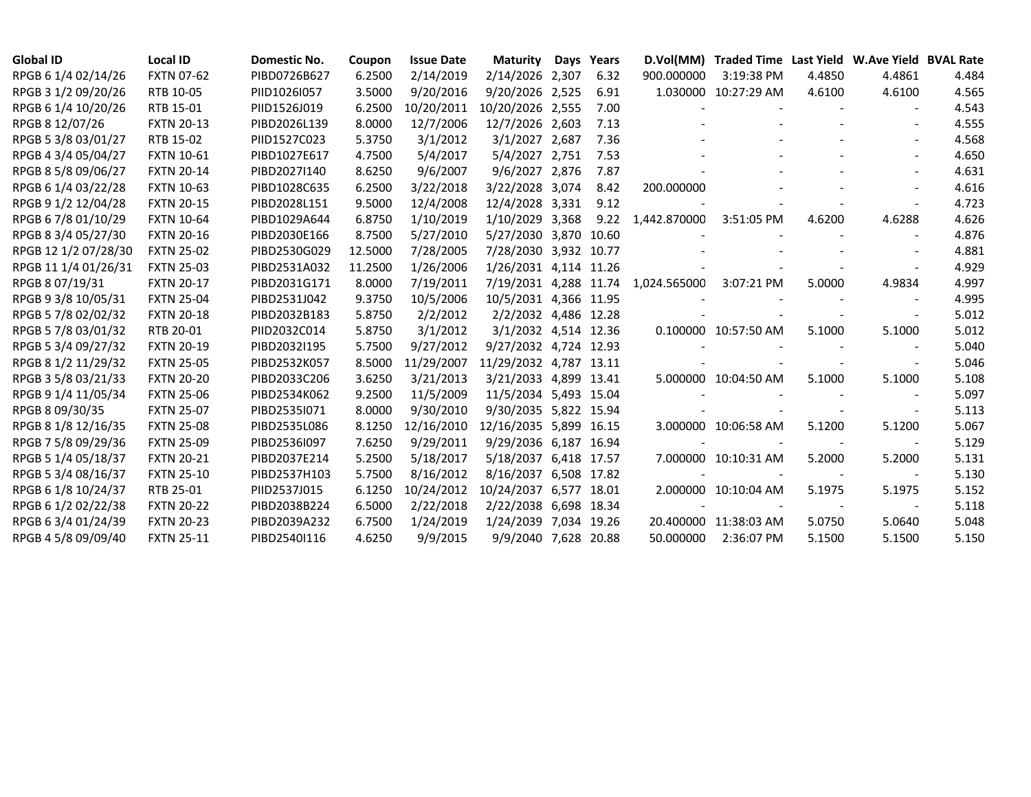| Global ID | Local ID | Domestic No. | Coupon | Issue Date | Maturity | Days | Years | D.Vol(MM) | Traded Time | Last Yield | W.Ave Yield | BVAL Rate |
|---|---|---|---|---|---|---|---|---|---|---|---|---|
| RPGB 6 1/4 02/14/26 | FXTN 07-62 | PIBD0726B627 | 6.2500 | 2/14/2019 | 2/14/2026 | 2,307 | 6.32 | 900.000000 | 3:19:38 PM | 4.4850 | 4.4861 | 4.484 |
| RPGB 3 1/2 09/20/26 | RTB 10-05 | PIID1026I057 | 3.5000 | 9/20/2016 | 9/20/2026 | 2,525 | 6.91 | 1.030000 | 10:27:29 AM | 4.6100 | 4.6100 | 4.565 |
| RPGB 6 1/4 10/20/26 | RTB 15-01 | PIID1526J019 | 6.2500 | 10/20/2011 | 10/20/2026 | 2,555 | 7.00 | - | - | - | - | 4.543 |
| RPGB 8 12/07/26 | FXTN 20-13 | PIBD2026L139 | 8.0000 | 12/7/2006 | 12/7/2026 | 2,603 | 7.13 | - | - | - | - | 4.555 |
| RPGB 5 3/8 03/01/27 | RTB 15-02 | PIID1527C023 | 5.3750 | 3/1/2012 | 3/1/2027 | 2,687 | 7.36 | - | - | - | - | 4.568 |
| RPGB 4 3/4 05/04/27 | FXTN 10-61 | PIBD1027E617 | 4.7500 | 5/4/2017 | 5/4/2027 | 2,751 | 7.53 | - | - | - | - | 4.650 |
| RPGB 8 5/8 09/06/27 | FXTN 20-14 | PIBD2027I140 | 8.6250 | 9/6/2007 | 9/6/2027 | 2,876 | 7.87 | - | - | - | - | 4.631 |
| RPGB 6 1/4 03/22/28 | FXTN 10-63 | PIBD1028C635 | 6.2500 | 3/22/2018 | 3/22/2028 | 3,074 | 8.42 | 200.000000 | - | - | - | 4.616 |
| RPGB 9 1/2 12/04/28 | FXTN 20-15 | PIBD2028L151 | 9.5000 | 12/4/2008 | 12/4/2028 | 3,331 | 9.12 | - | - | - | - | 4.723 |
| RPGB 6 7/8 01/10/29 | FXTN 10-64 | PIBD1029A644 | 6.8750 | 1/10/2019 | 1/10/2029 | 3,368 | 9.22 | 1,442.870000 | 3:51:05 PM | 4.6200 | 4.6288 | 4.626 |
| RPGB 8 3/4 05/27/30 | FXTN 20-16 | PIBD2030E166 | 8.7500 | 5/27/2010 | 5/27/2030 | 3,870 | 10.60 | - | - | - | - | 4.876 |
| RPGB 12 1/2 07/28/30 | FXTN 25-02 | PIBD2530G029 | 12.5000 | 7/28/2005 | 7/28/2030 | 3,932 | 10.77 | - | - | - | - | 4.881 |
| RPGB 11 1/4 01/26/31 | FXTN 25-03 | PIBD2531A032 | 11.2500 | 1/26/2006 | 1/26/2031 | 4,114 | 11.26 | - | - | - | - | 4.929 |
| RPGB 8 07/19/31 | FXTN 20-17 | PIBD2031G171 | 8.0000 | 7/19/2011 | 7/19/2031 | 4,288 | 11.74 | 1,024.565000 | 3:07:21 PM | 5.0000 | 4.9834 | 4.997 |
| RPGB 9 3/8 10/05/31 | FXTN 25-04 | PIBD2531J042 | 9.3750 | 10/5/2006 | 10/5/2031 | 4,366 | 11.95 | - | - | - | - | 4.995 |
| RPGB 5 7/8 02/02/32 | FXTN 20-18 | PIBD2032B183 | 5.8750 | 2/2/2012 | 2/2/2032 | 4,486 | 12.28 | - | - | - | - | 5.012 |
| RPGB 5 7/8 03/01/32 | RTB 20-01 | PIID2032C014 | 5.8750 | 3/1/2012 | 3/1/2032 | 4,514 | 12.36 | 0.100000 | 10:57:50 AM | 5.1000 | 5.1000 | 5.012 |
| RPGB 5 3/4 09/27/32 | FXTN 20-19 | PIBD2032I195 | 5.7500 | 9/27/2012 | 9/27/2032 | 4,724 | 12.93 | - | - | - | - | 5.040 |
| RPGB 8 1/2 11/29/32 | FXTN 25-05 | PIBD2532K057 | 8.5000 | 11/29/2007 | 11/29/2032 | 4,787 | 13.11 | - | - | - | - | 5.046 |
| RPGB 3 5/8 03/21/33 | FXTN 20-20 | PIBD2033C206 | 3.6250 | 3/21/2013 | 3/21/2033 | 4,899 | 13.41 | 5.000000 | 10:04:50 AM | 5.1000 | 5.1000 | 5.108 |
| RPGB 9 1/4 11/05/34 | FXTN 25-06 | PIBD2534K062 | 9.2500 | 11/5/2009 | 11/5/2034 | 5,493 | 15.04 | - | - | - | - | 5.097 |
| RPGB 8 09/30/35 | FXTN 25-07 | PIBD2535I071 | 8.0000 | 9/30/2010 | 9/30/2035 | 5,822 | 15.94 | - | - | - | - | 5.113 |
| RPGB 8 1/8 12/16/35 | FXTN 25-08 | PIBD2535L086 | 8.1250 | 12/16/2010 | 12/16/2035 | 5,899 | 16.15 | 3.000000 | 10:06:58 AM | 5.1200 | 5.1200 | 5.067 |
| RPGB 7 5/8 09/29/36 | FXTN 25-09 | PIBD2536I097 | 7.6250 | 9/29/2011 | 9/29/2036 | 6,187 | 16.94 | - | - | - | - | 5.129 |
| RPGB 5 1/4 05/18/37 | FXTN 20-21 | PIBD2037E214 | 5.2500 | 5/18/2017 | 5/18/2037 | 6,418 | 17.57 | 7.000000 | 10:10:31 AM | 5.2000 | 5.2000 | 5.131 |
| RPGB 5 3/4 08/16/37 | FXTN 25-10 | PIBD2537H103 | 5.7500 | 8/16/2012 | 8/16/2037 | 6,508 | 17.82 | - | - | - | - | 5.130 |
| RPGB 6 1/8 10/24/37 | RTB 25-01 | PIID2537J015 | 6.1250 | 10/24/2012 | 10/24/2037 | 6,577 | 18.01 | 2.000000 | 10:10:04 AM | 5.1975 | 5.1975 | 5.152 |
| RPGB 6 1/2 02/22/38 | FXTN 20-22 | PIBD2038B224 | 6.5000 | 2/22/2018 | 2/22/2038 | 6,698 | 18.34 | - | - | - | - | 5.118 |
| RPGB 6 3/4 01/24/39 | FXTN 20-23 | PIBD2039A232 | 6.7500 | 1/24/2019 | 1/24/2039 | 7,034 | 19.26 | 20.400000 | 11:38:03 AM | 5.0750 | 5.0640 | 5.048 |
| RPGB 4 5/8 09/09/40 | FXTN 25-11 | PIBD2540I116 | 4.6250 | 9/9/2015 | 9/9/2040 | 7,628 | 20.88 | 50.000000 | 2:36:07 PM | 5.1500 | 5.1500 | 5.150 |